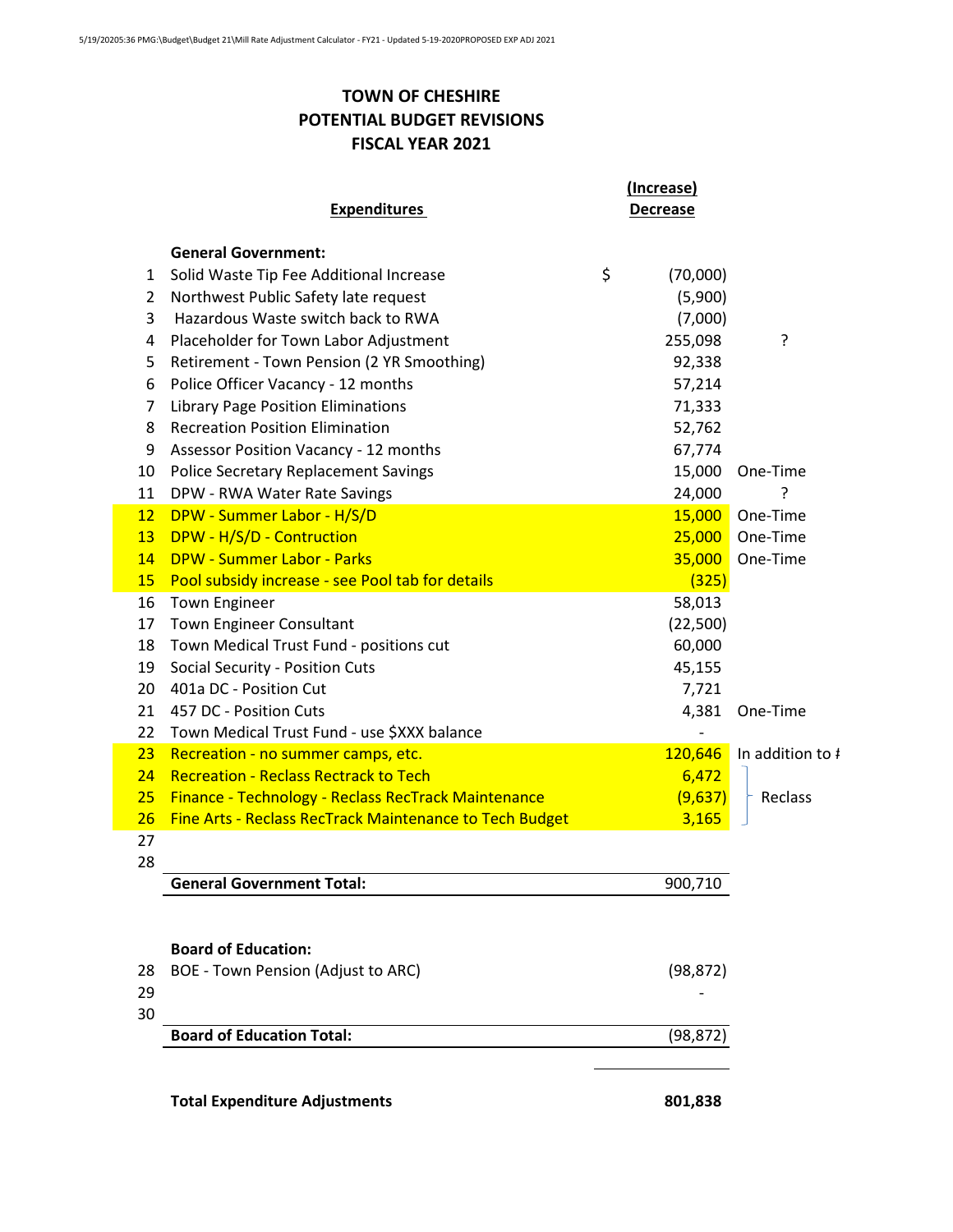# TOWN OF CHESHIRE
## POTENTIAL BUDGET REVISIONS
## FISCAL YEAR 2021

| # | Expenditures | (Increase) Decrease | |
|---|---|---|---|
| | **General Government:** | | |
| 1 | Solid Waste Tip Fee Additional Increase | $ (70,000) | |
| 2 | Northwest Public Safety late request | (5,900) | |
| 3 | Hazardous Waste switch back to RWA | (7,000) | |
| 4 | Placeholder for Town Labor Adjustment | 255,098 | ? |
| 5 | Retirement - Town Pension (2 YR Smoothing) | 92,338 | |
| 6 | Police Officer Vacancy - 12 months | 57,214 | |
| 7 | Library Page Position Eliminations | 71,333 | |
| 8 | Recreation Position Elimination | 52,762 | |
| 9 | Assessor Position Vacancy - 12 months | 67,774 | |
| 10 | Police Secretary Replacement Savings | 15,000 | One-Time |
| 11 | DPW - RWA Water Rate Savings | 24,000 | ? |
| 12 | DPW - Summer Labor - H/S/D | 15,000 | One-Time |
| 13 | DPW - H/S/D - Contruction | 25,000 | One-Time |
| 14 | DPW - Summer Labor - Parks | 35,000 | One-Time |
| 15 | Pool subsidy increase - see Pool tab for details | (325) | |
| 16 | Town Engineer | 58,013 | |
| 17 | Town Engineer Consultant | (22,500) | |
| 18 | Town Medical Trust Fund - positions cut | 60,000 | |
| 19 | Social Security - Position Cuts | 45,155 | |
| 20 | 401a DC - Position Cut | 7,721 | |
| 21 | 457 DC - Position Cuts | 4,381 | One-Time |
| 22 | Town Medical Trust Fund - use $XXX balance | - | |
| 23 | Recreation - no summer camps, etc. | 120,646 | In addition to # |
| 24 | Recreation - Reclass Rectrack to Tech | 6,472 | Reclass |
| 25 | Finance - Technology - Reclass RecTrack Maintenance | (9,637) | Reclass |
| 26 | Fine Arts - Reclass RecTrack Maintenance to Tech Budget | 3,165 | Reclass |
| 27 | | | |
| 28 | | | |
| | **General Government Total:** | 900,710 | |
| | | | |
| | **Board of Education:** | | |
| 28 | BOE - Town Pension (Adjust to ARC) | (98,872) | |
| 29 | | - | |
| 30 | | | |
| | **Board of Education Total:** | (98,872) | |
| | | | |
| | **Total Expenditure Adjustments** | **801,838** | |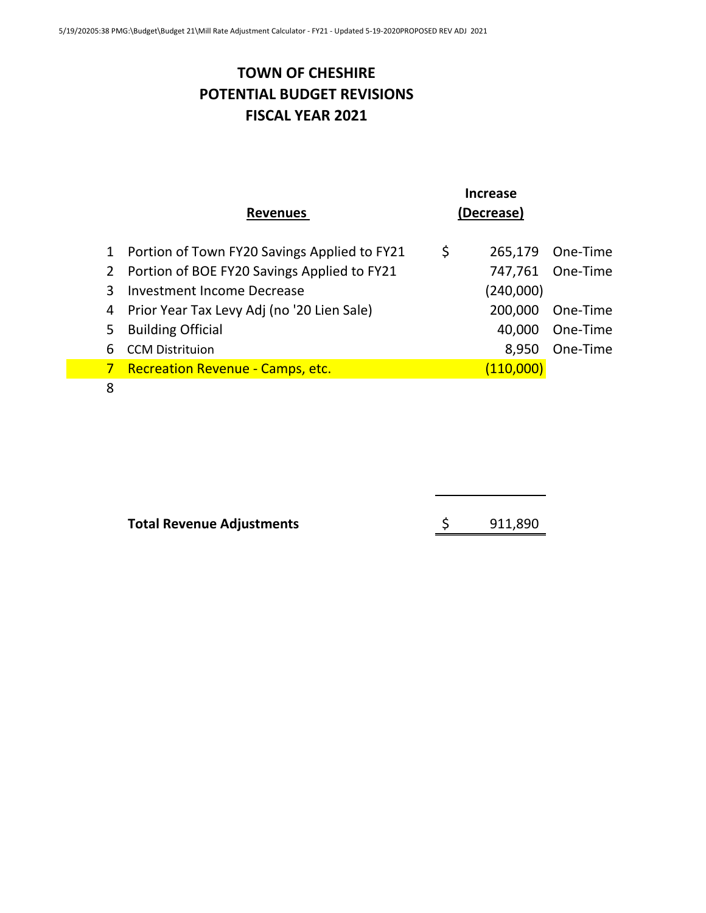# TOWN OF CHESHIRE
# POTENTIAL BUDGET REVISIONS
# FISCAL YEAR 2021

| | Revenues | Increase (Decrease) | |
|---|---|---|---|
| 1 | Portion of Town FY20 Savings Applied to FY21 | $ 265,179 | One-Time |
| 2 | Portion of BOE FY20 Savings Applied to FY21 | 747,761 | One-Time |
| 3 | Investment Income Decrease | (240,000) | |
| 4 | Prior Year Tax Levy Adj (no '20 Lien Sale) | 200,000 | One-Time |
| 5 | Building Official | 40,000 | One-Time |
| 6 | CCM Distrituion | 8,950 | One-Time |
| 7 | Recreation Revenue - Camps, etc. | (110,000) | |
| 8 | | | |
| | **Total Revenue Adjustments** | $ 911,890 | |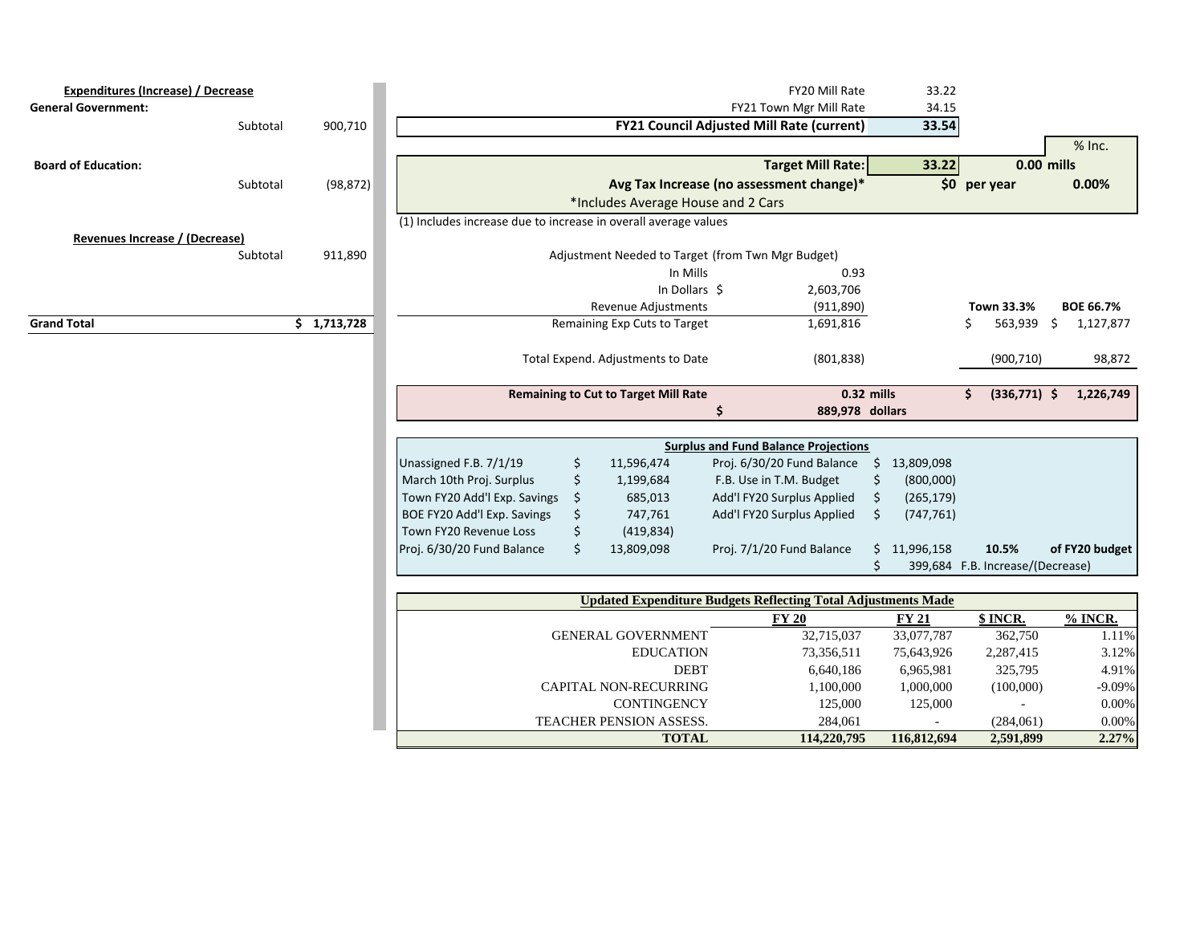| **Expenditures (Increase) / Decrease** | | |
|---|---|---|
| **General Government:** | | |
| | Subtotal | 900,710 |
| **Board of Education:** | | |
| | Subtotal | (98,872) |
| **Revenues Increase / (Decrease)** | | |
| | Subtotal | 911,890 |
| **Grand Total** | | **$ 1,713,728** |

| | | | |
|---|---|---|---|
| FY20 Mill Rate | 33.22 | | |
| FY21 Town Mgr Mill Rate | 34.15 | | |
| **FY21 Council Adjusted Mill Rate (current)** | **33.54** | | |
| | | | % Inc. |
| **Target Mill Rate:** | **33.22** | **0.00 mills** | |
| **Avg Tax Increase (no assessment change)*** | **$0** | **per year** | **0.00%** |
| *Includes Average House and 2 Cars | | | |

(1) Includes increase due to increase in overall average values

| | | | | |
|---|---|---|---|---|
| Adjustment Needed to Target (from Twn Mgr Budget) | | | | |
| In Mills | 0.93 | | | |
| In Dollars $ | 2,603,706 | | | |
| Revenue Adjustments | (911,890) | | **Town 33.3%** | **BOE 66.7%** |
| Remaining Exp Cuts to Target | 1,691,816 | | $ 563,939 | $ 1,127,877 |
| Total Expend. Adjustments to Date | (801,838) | | (900,710) | 98,872 |
| **Remaining to Cut to Target Mill Rate** | **0.32 mills** | | **$ (336,771)** | **$ 1,226,749** |
| **$** | **889,978 dollars** | | | |

**Surplus and Fund Balance Projections**

| | | | | |
|---|---|---|---|---|
| Unassigned F.B. 7/1/19 | $ 11,596,474 | Proj. 6/30/20 Fund Balance | $ 13,809,098 | |
| March 10th Proj. Surplus | $ 1,199,684 | F.B. Use in T.M. Budget | $ (800,000) | |
| Town FY20 Add'l Exp. Savings | $ 685,013 | Add'l FY20 Surplus Applied | $ (265,179) | |
| BOE FY20 Add'l Exp. Savings | $ 747,761 | Add'l FY20 Surplus Applied | $ (747,761) | |
| Town FY20 Revenue Loss | $ (419,834) | | | |
| Proj. 6/30/20 Fund Balance | $ 13,809,098 | Proj. 7/1/20 Fund Balance | $ 11,996,158 | **10.5% of FY20 budget** |
| | | | $ 399,684 | F.B. Increase/(Decrease) |

**Updated Expenditure Budgets Reflecting Total Adjustments Made**

| | FY 20 | FY 21 | $ INCR. | % INCR. |
|---|---|---|---|---|
| GENERAL GOVERNMENT | 32,715,037 | 33,077,787 | 362,750 | 1.11% |
| EDUCATION | 73,356,511 | 75,643,926 | 2,287,415 | 3.12% |
| DEBT | 6,640,186 | 6,965,981 | 325,795 | 4.91% |
| CAPITAL NON-RECURRING | 1,100,000 | 1,000,000 | (100,000) | -9.09% |
| CONTINGENCY | 125,000 | 125,000 | - | 0.00% |
| TEACHER PENSION ASSESS. | 284,061 | - | (284,061) | 0.00% |
| **TOTAL** | **114,220,795** | **116,812,694** | **2,591,899** | **2.27%** |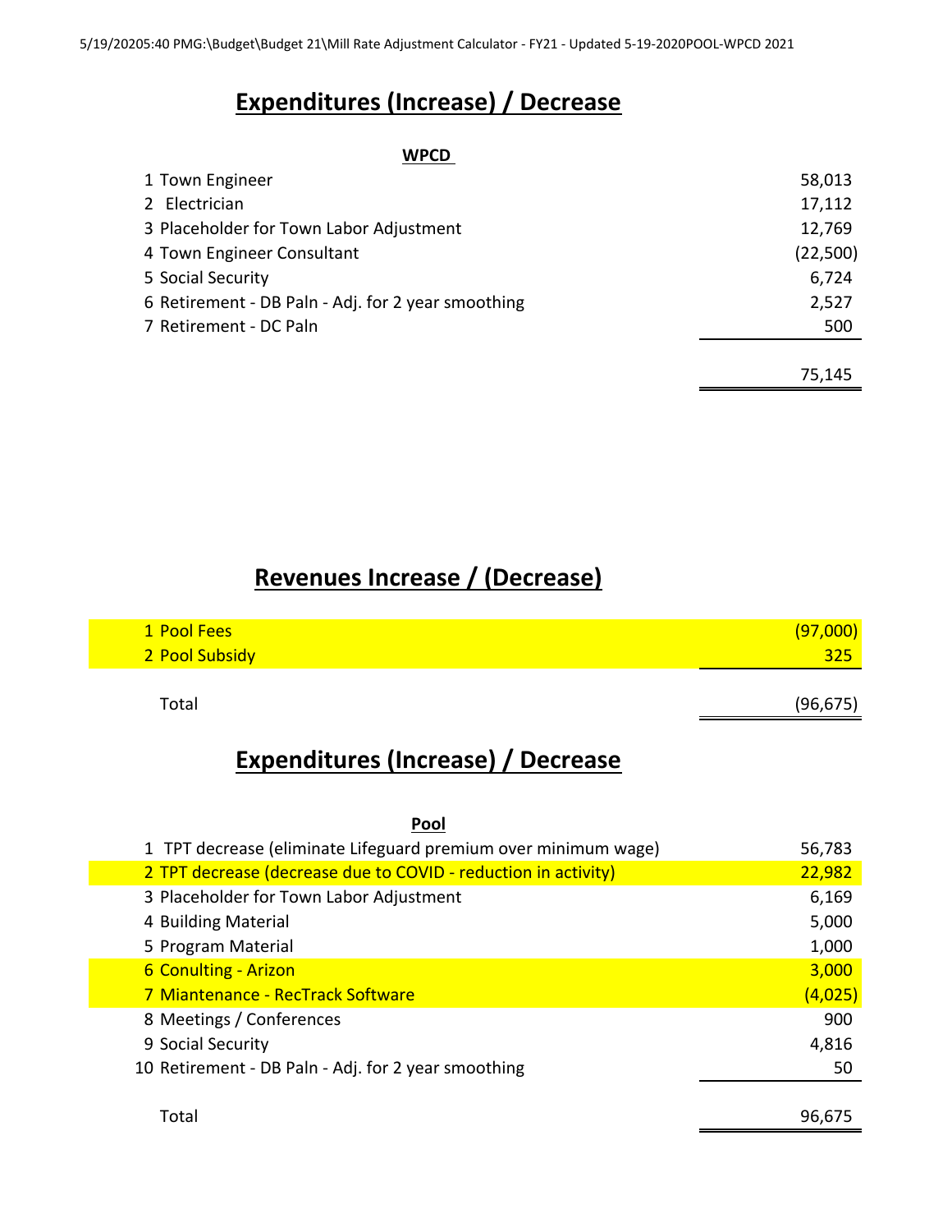5/19/20205:40 PMG:\Budget\Budget 21\Mill Rate Adjustment Calculator - FY21 - Updated 5-19-2020POOL-WPCD 2021

# Expenditures (Increase) / Decrease

**WPCD**

| | |
|---|---:|
| 1 Town Engineer | 58,013 |
| 2 Electrician | 17,112 |
| 3 Placeholder for Town Labor Adjustment | 12,769 |
| 4 Town Engineer Consultant | (22,500) |
| 5 Social Security | 6,724 |
| 6 Retirement - DB Paln - Adj. for 2 year smoothing | 2,527 |
| 7 Retirement - DC Paln | 500 |
| | 75,145 |

# Revenues Increase / (Decrease)

| | |
|---|---:|
| 1 Pool Fees | (97,000) |
| 2 Pool Subsidy | 325 |
| Total | (96,675) |

# Expenditures (Increase) / Decrease

**Pool**

| | |
|---|---:|
| 1 TPT decrease (eliminate Lifeguard premium over minimum wage) | 56,783 |
| 2 TPT decrease (decrease due to COVID - reduction in activity) | 22,982 |
| 3 Placeholder for Town Labor Adjustment | 6,169 |
| 4 Building Material | 5,000 |
| 5 Program Material | 1,000 |
| 6 Conulting - Arizon | 3,000 |
| 7 Miantenance - RecTrack Software | (4,025) |
| 8 Meetings / Conferences | 900 |
| 9 Social Security | 4,816 |
| 10 Retirement - DB Paln - Adj. for 2 year smoothing | 50 |
| Total | 96,675 |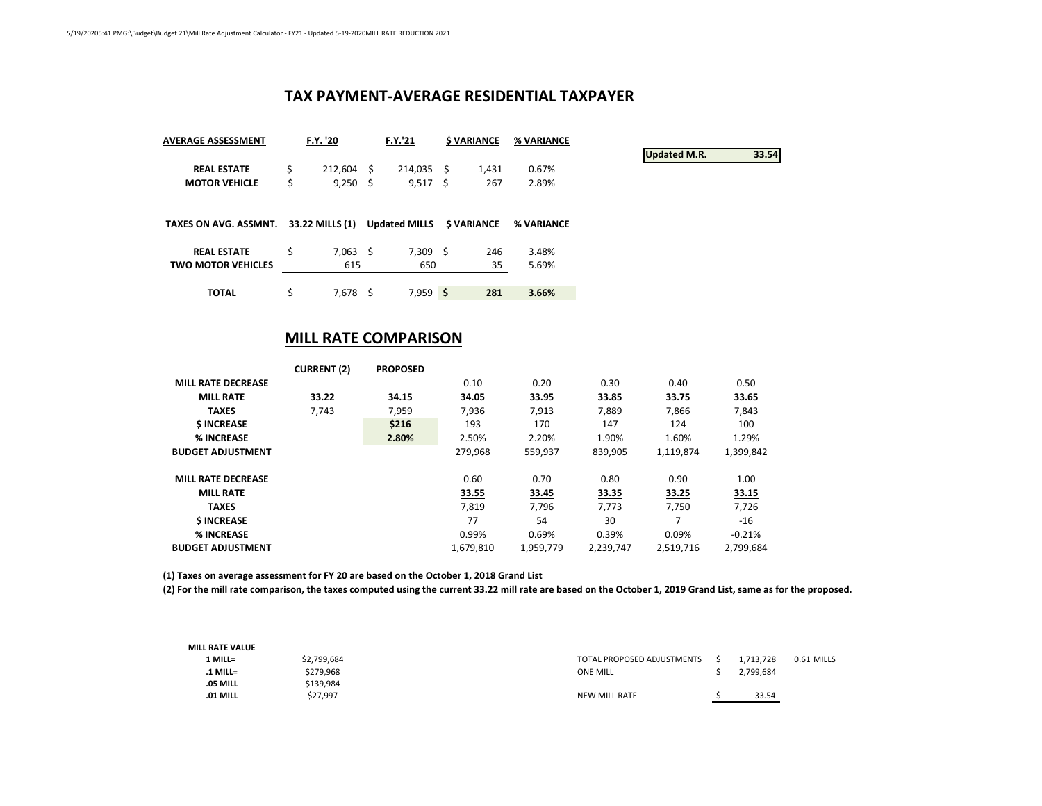## TAX PAYMENT-AVERAGE RESIDENTIAL TAXPAYER

| AVERAGE ASSESSMENT | F.Y. '20 | F.Y.'21 | $ VARIANCE | % VARIANCE |
|---|---|---|---|---|
| REAL ESTATE | $ 212,604 | $ 214,035 | $ 1,431 | 0.67% |
| MOTOR VEHICLE | $ 9,250 | $ 9,517 | $ 267 | 2.89% |

| Updated M.R. | 33.54 |
|---|---|

| TAXES ON AVG. ASSMNT. | 33.22 MILLS (1) | Updated MILLS | $ VARIANCE | % VARIANCE |
|---|---|---|---|---|
| REAL ESTATE | $ 7,063 | $ 7,309 | $ 246 | 3.48% |
| TWO MOTOR VEHICLES | 615 | 650 | 35 | 5.69% |
| TOTAL | $ 7,678 | $ 7,959 | $ 281 | 3.66% |

## MILL RATE COMPARISON

| | CURRENT (2) | PROPOSED | | | | | |
|---|---|---|---|---|---|---|---|
| MILL RATE DECREASE | | | 0.10 | 0.20 | 0.30 | 0.40 | 0.50 |
| MILL RATE | 33.22 | 34.15 | 34.05 | 33.95 | 33.85 | 33.75 | 33.65 |
| TAXES | 7,743 | 7,959 | 7,936 | 7,913 | 7,889 | 7,866 | 7,843 |
| $ INCREASE | | $216 | 193 | 170 | 147 | 124 | 100 |
| % INCREASE | | 2.80% | 2.50% | 2.20% | 1.90% | 1.60% | 1.29% |
| BUDGET ADJUSTMENT | | | 279,968 | 559,937 | 839,905 | 1,119,874 | 1,399,842 |
| | | | | | | | |
| MILL RATE DECREASE | | | 0.60 | 0.70 | 0.80 | 0.90 | 1.00 |
| MILL RATE | | | 33.55 | 33.45 | 33.35 | 33.25 | 33.15 |
| TAXES | | | 7,819 | 7,796 | 7,773 | 7,750 | 7,726 |
| $ INCREASE | | | 77 | 54 | 30 | 7 | -16 |
| % INCREASE | | | 0.99% | 0.69% | 0.39% | 0.09% | -0.21% |
| BUDGET ADJUSTMENT | | | 1,679,810 | 1,959,779 | 2,239,747 | 2,519,716 | 2,799,684 |

**(1) Taxes on average assessment for FY 20 are based on the October 1, 2018 Grand List**

**(2) For the mill rate comparison, the taxes computed using the current 33.22 mill rate are based on the October 1, 2019 Grand List, same as for the proposed.**

| MILL RATE VALUE | |
|---|---|
| 1 MILL= | $2,799,684 |
| .1 MILL= | $279,968 |
| .05 MILL | $139,984 |
| .01 MILL | $27,997 |

| | | |
|---|---|---|
| TOTAL PROPOSED ADJUSTMENTS | $ 1,713,728 | 0.61 MILLS |
| ONE MILL | $ 2,799,684 | |
| NEW MILL RATE | $ 33.54 | |